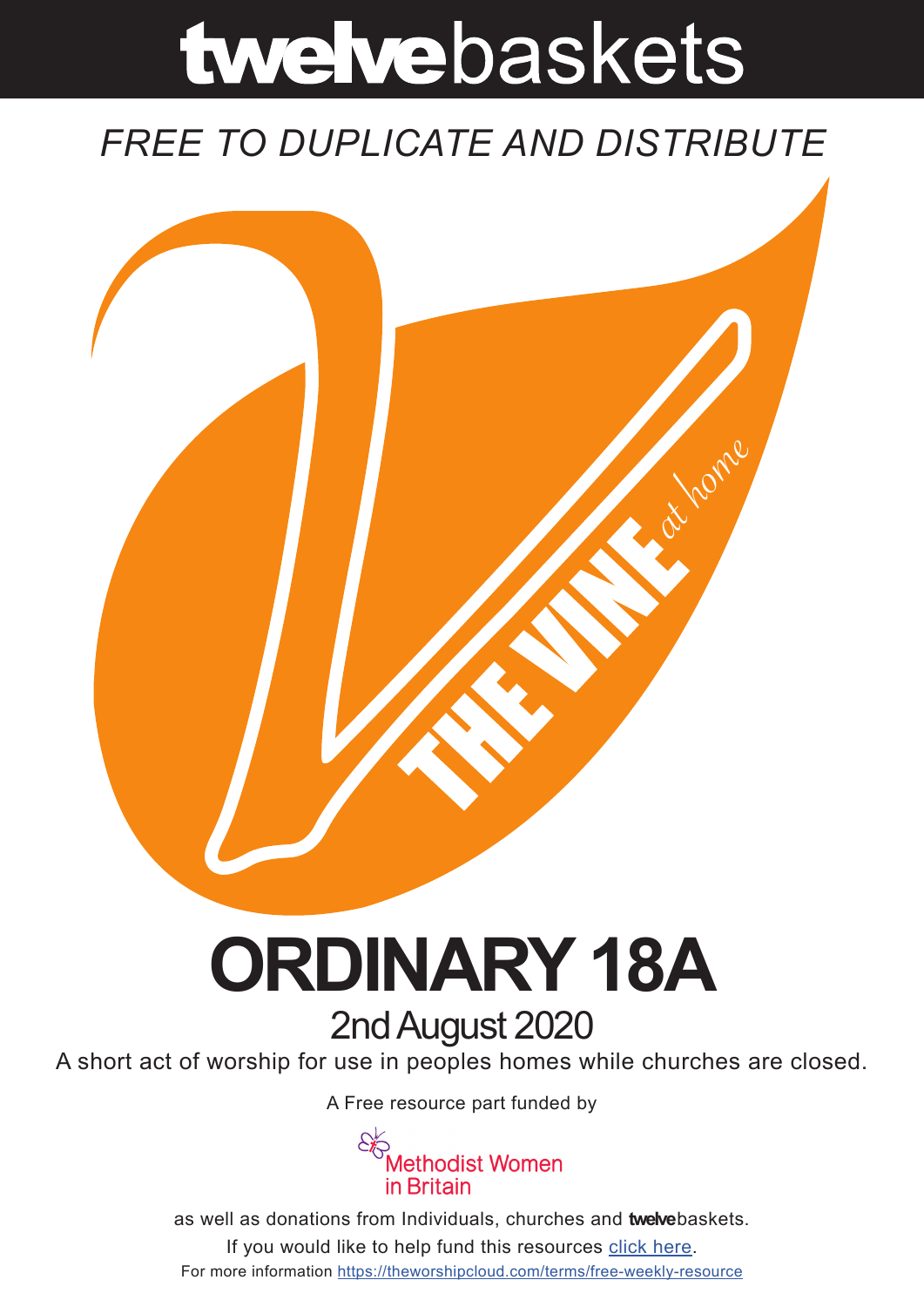# twelvebaskets

*FREE TO DUPLICATE AND DISTRIBUTE*

THE VINE *at home*

# ORDINARY 18A

## 2nd August 2020

A short act of worship for use in peoples homes while churches are closed.

A Free resource part funded by

Methodist Women in Britain

as well as donations from Individuals, churches and **twelve**baskets.

If you would like to help fund this resources click here.

For more information https://theworshipcloud.com/terms/free-weekly-resource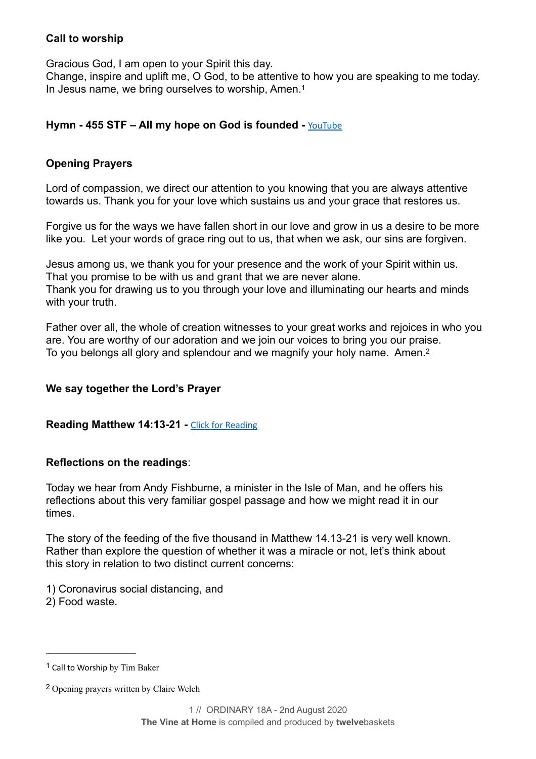**Call to worship**

Gracious God, I am open to your Spirit this day.
Change, inspire and uplift me, O God, to be attentive to how you are speaking to me today.
In Jesus name, we bring ourselves to worship, Amen.[1]

**Hymn - 455 STF – All my hope on God is founded -** YouTube

**Opening Prayers**

Lord of compassion, we direct our attention to you knowing that you are always attentive towards us. Thank you for your love which sustains us and your grace that restores us.

Forgive us for the ways we have fallen short in our love and grow in us a desire to be more like you. Let your words of grace ring out to us, that when we ask, our sins are forgiven.

Jesus among us, we thank you for your presence and the work of your Spirit within us.
That you promise to be with us and grant that we are never alone.
Thank you for drawing us to you through your love and illuminating our hearts and minds with your truth.

Father over all, the whole of creation witnesses to your great works and rejoices in who you are. You are worthy of our adoration and we join our voices to bring you our praise.
To you belongs all glory and splendour and we magnify your holy name. Amen.[2]

**We say together the Lord's Prayer**

**Reading Matthew 14:13-21 -** Click for Reading

**Reflections on the readings**:

Today we hear from Andy Fishburne, a minister in the Isle of Man, and he offers his reflections about this very familiar gospel passage and how we might read it in our times.

The story of the feeding of the five thousand in Matthew 14.13-21 is very well known. Rather than explore the question of whether it was a miracle or not, let's think about this story in relation to two distinct current concerns:

1) Coronavirus social distancing, and
2) Food waste.

---

[1] Call to Worship by Tim Baker

[2] Opening prayers written by Claire Welch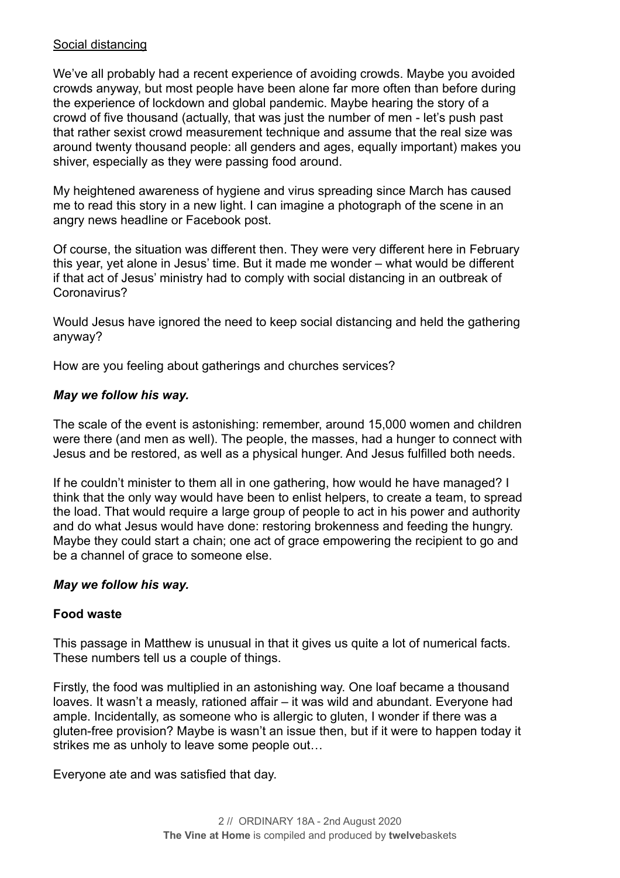<u>Social distancing</u>

We've all probably had a recent experience of avoiding crowds. Maybe you avoided crowds anyway, but most people have been alone far more often than before during the experience of lockdown and global pandemic. Maybe hearing the story of a crowd of five thousand (actually, that was just the number of men - let's push past that rather sexist crowd measurement technique and assume that the real size was around twenty thousand people: all genders and ages, equally important) makes you shiver, especially as they were passing food around.

My heightened awareness of hygiene and virus spreading since March has caused me to read this story in a new light. I can imagine a photograph of the scene in an angry news headline or Facebook post.

Of course, the situation was different then. They were very different here in February this year, yet alone in Jesus' time. But it made me wonder – what would be different if that act of Jesus' ministry had to comply with social distancing in an outbreak of Coronavirus?

Would Jesus have ignored the need to keep social distancing and held the gathering anyway?

How are you feeling about gatherings and churches services?

***May we follow his way.***

The scale of the event is astonishing: remember, around 15,000 women and children were there (and men as well). The people, the masses, had a hunger to connect with Jesus and be restored, as well as a physical hunger. And Jesus fulfilled both needs.

If he couldn't minister to them all in one gathering, how would he have managed? I think that the only way would have been to enlist helpers, to create a team, to spread the load. That would require a large group of people to act in his power and authority and do what Jesus would have done: restoring brokenness and feeding the hungry. Maybe they could start a chain; one act of grace empowering the recipient to go and be a channel of grace to someone else.

***May we follow his way.***

**Food waste**

This passage in Matthew is unusual in that it gives us quite a lot of numerical facts. These numbers tell us a couple of things.

Firstly, the food was multiplied in an astonishing way. One loaf became a thousand loaves. It wasn't a measly, rationed affair – it was wild and abundant. Everyone had ample. Incidentally, as someone who is allergic to gluten, I wonder if there was a gluten-free provision? Maybe is wasn't an issue then, but if it were to happen today it strikes me as unholy to leave some people out…

Everyone ate and was satisfied that day.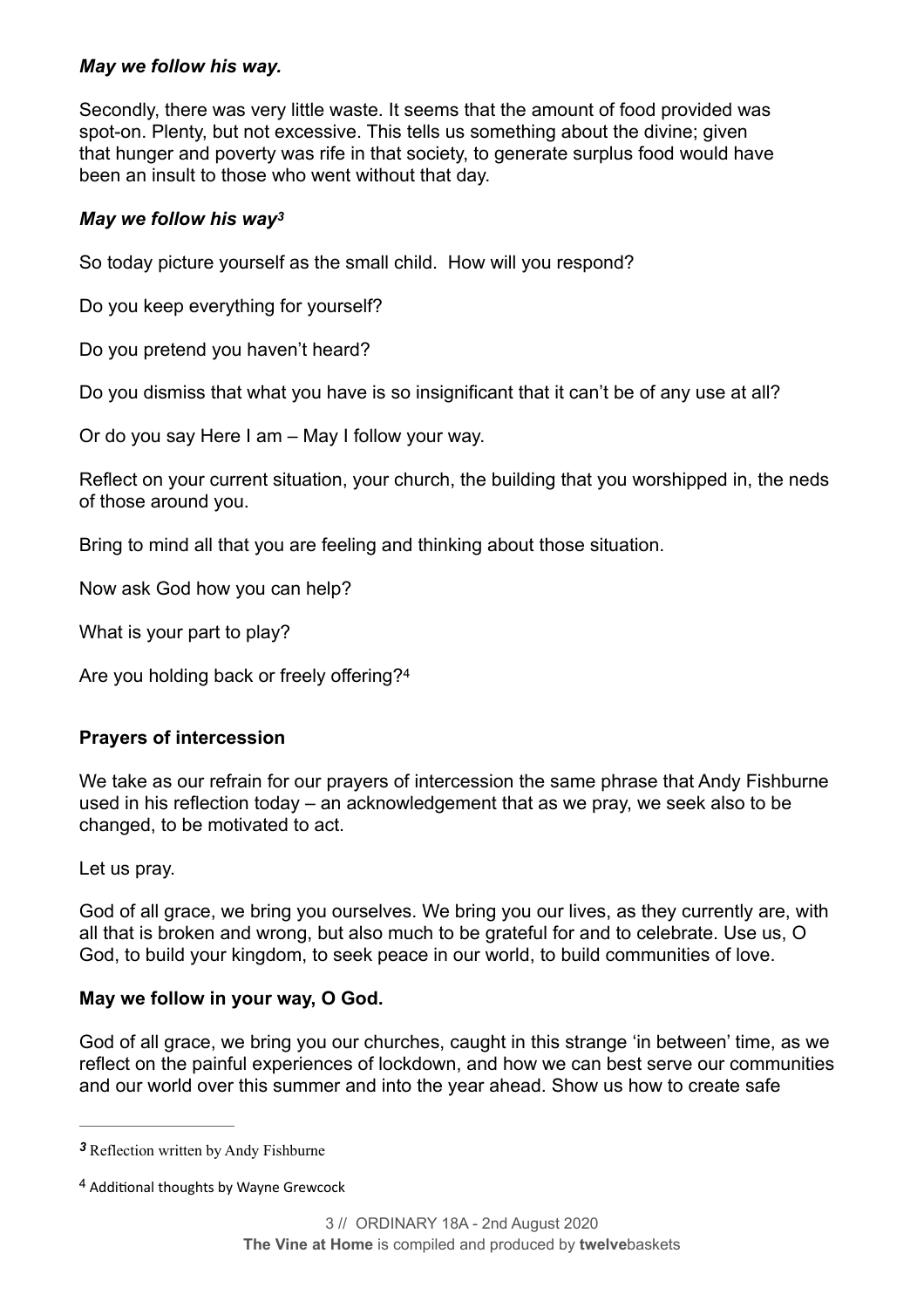***May we follow his way.***

Secondly, there was very little waste. It seems that the amount of food provided was spot-on. Plenty, but not excessive. This tells us something about the divine; given that hunger and poverty was rife in that society, to generate surplus food would have been an insult to those who went without that day.

***May we follow his way*[3]**

So today picture yourself as the small child. How will you respond?

Do you keep everything for yourself?

Do you pretend you haven't heard?

Do you dismiss that what you have is so insignificant that it can't be of any use at all?

Or do you say Here I am – May I follow your way.

Reflect on your current situation, your church, the building that you worshipped in, the neds of those around you.

Bring to mind all that you are feeling and thinking about those situation.

Now ask God how you can help?

What is your part to play?

Are you holding back or freely offering?[4]

**Prayers of intercession**

We take as our refrain for our prayers of intercession the same phrase that Andy Fishburne used in his reflection today – an acknowledgement that as we pray, we seek also to be changed, to be motivated to act.

Let us pray.

God of all grace, we bring you ourselves. We bring you our lives, as they currently are, with all that is broken and wrong, but also much to be grateful for and to celebrate. Use us, O God, to build your kingdom, to seek peace in our world, to build communities of love.

**May we follow in your way, O God.**

God of all grace, we bring you our churches, caught in this strange 'in between' time, as we reflect on the painful experiences of lockdown, and how we can best serve our communities and our world over this summer and into the year ahead. Show us how to create safe

---

[3] Reflection written by Andy Fishburne

[4] Additional thoughts by Wayne Grewcock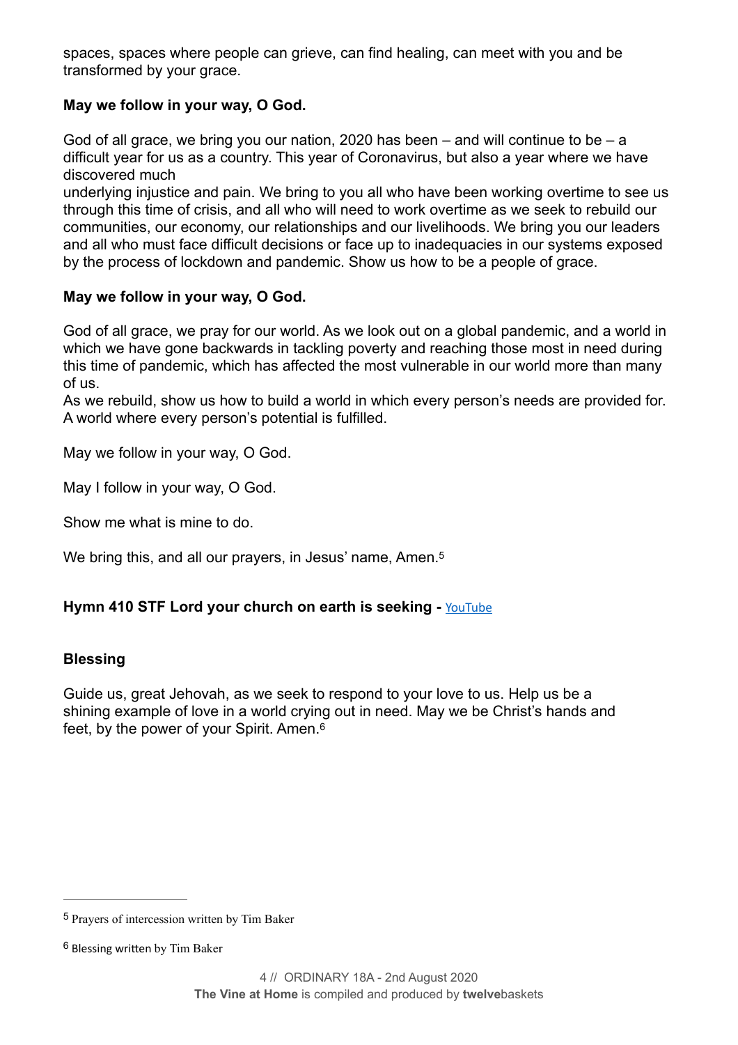spaces, spaces where people can grieve, can find healing, can meet with you and be transformed by your grace.

**May we follow in your way, O God.**

God of all grace, we bring you our nation, 2020 has been – and will continue to be – a difficult year for us as a country. This year of Coronavirus, but also a year where we have discovered much
underlying injustice and pain. We bring to you all who have been working overtime to see us through this time of crisis, and all who will need to work overtime as we seek to rebuild our communities, our economy, our relationships and our livelihoods. We bring you our leaders and all who must face difficult decisions or face up to inadequacies in our systems exposed by the process of lockdown and pandemic. Show us how to be a people of grace.

**May we follow in your way, O God.**

God of all grace, we pray for our world. As we look out on a global pandemic, and a world in which we have gone backwards in tackling poverty and reaching those most in need during this time of pandemic, which has affected the most vulnerable in our world more than many of us.
As we rebuild, show us how to build a world in which every person's needs are provided for. A world where every person's potential is fulfilled.

May we follow in your way, O God.

May I follow in your way, O God.

Show me what is mine to do.

We bring this, and all our prayers, in Jesus' name, Amen.[5]

**Hymn 410 STF Lord your church on earth is seeking -** YouTube

**Blessing**

Guide us, great Jehovah, as we seek to respond to your love to us. Help us be a shining example of love in a world crying out in need. May we be Christ's hands and feet, by the power of your Spirit. Amen.[6]

---

[5] Prayers of intercession written by Tim Baker

[6] Blessing written by Tim Baker